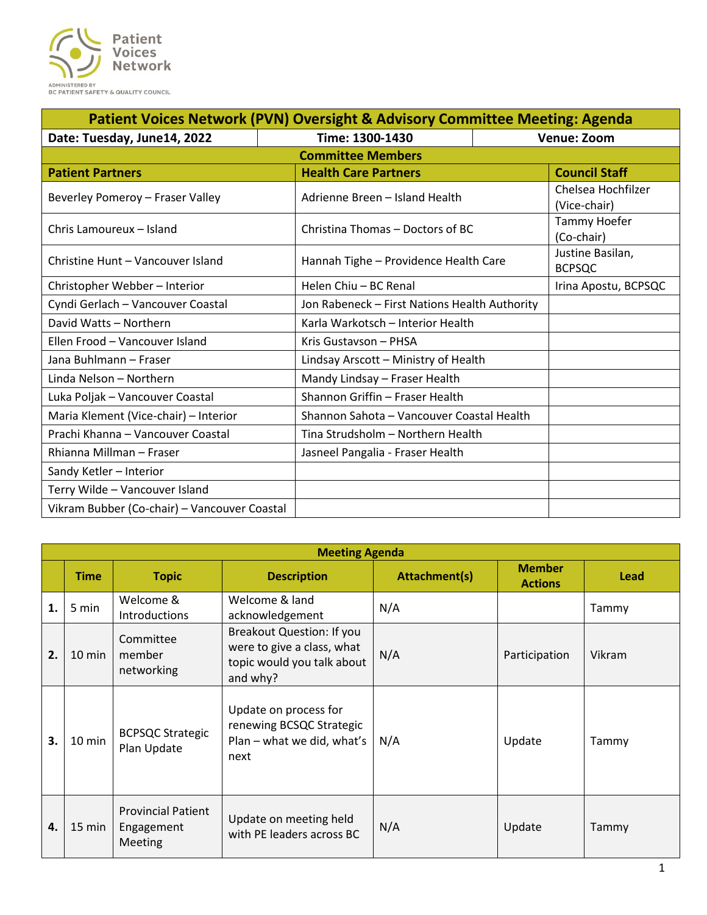Patient Voices Network

ADMINISTERED BY BC PATIENT SAFETY & QUALITY COUNCIL

| Patient Voices Network (PVN) Oversight & Advisory Committee Meeting: Agenda | | |
|---|---|---|
| Date: Tuesday, June14, 2022 | Time: 1300-1430 | Venue: Zoom |

**Committee Members**

| Patient Partners | Health Care Partners | Council Staff |
|---|---|---|
| Beverley Pomeroy – Fraser Valley | Adrienne Breen – Island Health | Chelsea Hochfilzer (Vice-chair) |
| Chris Lamoureux – Island | Christina Thomas – Doctors of BC | Tammy Hoefer (Co-chair) |
| Christine Hunt – Vancouver Island | Hannah Tighe – Providence Health Care | Justine Basilan, BCPSQC |
| Christopher Webber – Interior | Helen Chiu – BC Renal | Irina Apostu, BCPSQC |
| Cyndi Gerlach – Vancouver Coastal | Jon Rabeneck – First Nations Health Authority | |
| David Watts – Northern | Karla Warkotsch – Interior Health | |
| Ellen Frood – Vancouver Island | Kris Gustavson – PHSA | |
| Jana Buhlmann – Fraser | Lindsay Arscott – Ministry of Health | |
| Linda Nelson – Northern | Mandy Lindsay – Fraser Health | |
| Luka Poljak – Vancouver Coastal | Shannon Griffin – Fraser Health | |
| Maria Klement (Vice-chair) – Interior | Shannon Sahota – Vancouver Coastal Health | |
| Prachi Khanna – Vancouver Coastal | Tina Strudsholm – Northern Health | |
| Rhianna Millman – Fraser | Jasneel Pangalia - Fraser Health | |
| Sandy Ketler – Interior | | |
| Terry Wilde – Vancouver Island | | |
| Vikram Bubber (Co-chair) – Vancouver Coastal | | |

**Meeting Agenda**

| | Time | Topic | Description | Attachment(s) | Member Actions | Lead |
|---|---|---|---|---|---|---|
| 1. | 5 min | Welcome & Introductions | Welcome & land acknowledgement | N/A | | Tammy |
| 2. | 10 min | Committee member networking | Breakout Question: If you were to give a class, what topic would you talk about and why? | N/A | Participation | Vikram |
| 3. | 10 min | BCPSQC Strategic Plan Update | Update on process for renewing BCSQC Strategic Plan – what we did, what's next | N/A | Update | Tammy |
| 4. | 15 min | Provincial Patient Engagement Meeting | Update on meeting held with PE leaders across BC | N/A | Update | Tammy |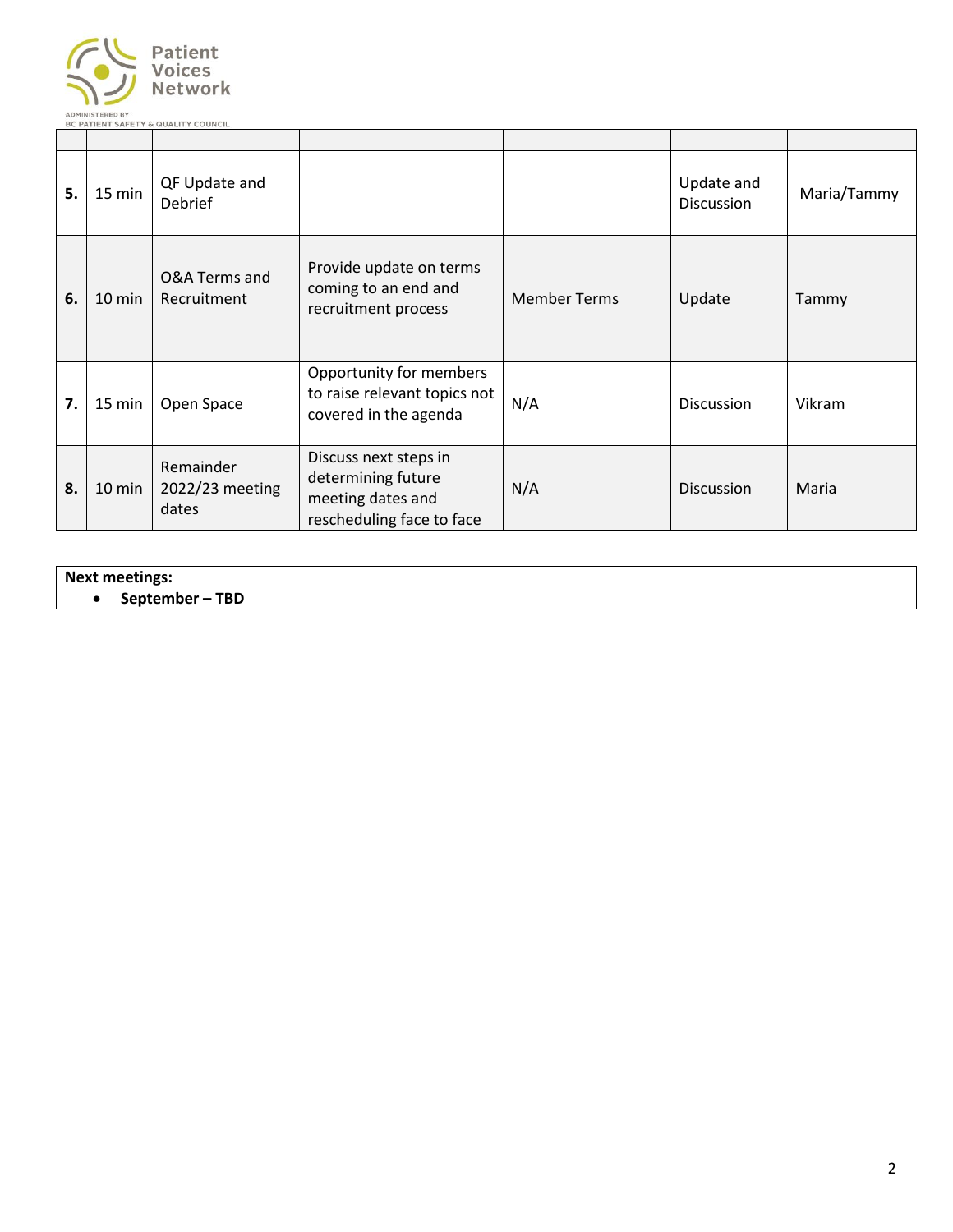| | | | | | | |
|---|---|---|---|---|---|---|
| **5.** | 15 min | QF Update and Debrief | | | Update and Discussion | Maria/Tammy |
| **6.** | 10 min | O&A Terms and Recruitment | Provide update on terms coming to an end and recruitment process | Member Terms | Update | Tammy |
| **7.** | 15 min | Open Space | Opportunity for members to raise relevant topics not covered in the agenda | N/A | Discussion | Vikram |
| **8.** | 10 min | Remainder 2022/23 meeting dates | Discuss next steps in determining future meeting dates and rescheduling face to face | N/A | Discussion | Maria |

**Next meetings:**

- **September – TBD**